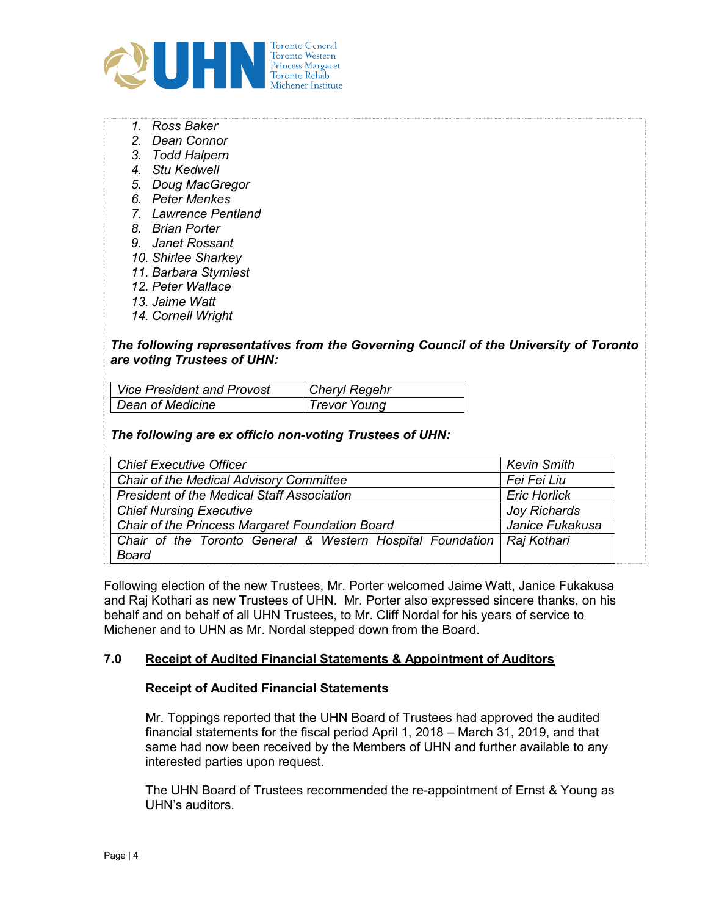1. *Ross Baker*
2. *Dean Connor*
3. *Todd Halpern*
4. *Stu Kedwell*
5. *Doug MacGregor*
6. *Peter Menkes*
7. *Lawrence Pentland*
8. *Brian Porter*
9. *Janet Rossant*
10. *Shirlee Sharkey*
11. *Barbara Stymiest*
12. *Peter Wallace*
13. *Jaime Watt*
14. *Cornell Wright*

***The following representatives from the Governing Council of the University of Toronto are voting Trustees of UHN:***

| | |
|---|---|
| *Vice President and Provost* | *Cheryl Regehr* |
| *Dean of Medicine* | *Trevor Young* |

***The following are ex officio non-voting Trustees of UHN:***

| | |
|---|---|
| *Chief Executive Officer* | *Kevin Smith* |
| *Chair of the Medical Advisory Committee* | *Fei Fei Liu* |
| *President of the Medical Staff Association* | *Eric Horlick* |
| *Chief Nursing Executive* | *Joy Richards* |
| *Chair of the Princess Margaret Foundation Board* | *Janice Fukakusa* |
| *Chair of the Toronto General & Western Hospital Foundation Board* | *Raj Kothari* |

Following election of the new Trustees, Mr. Porter welcomed Jaime Watt, Janice Fukakusa and Raj Kothari as new Trustees of UHN. Mr. Porter also expressed sincere thanks, on his behalf and on behalf of all UHN Trustees, to Mr. Cliff Nordal for his years of service to Michener and to UHN as Mr. Nordal stepped down from the Board.

## 7.0 Receipt of Audited Financial Statements & Appointment of Auditors

**Receipt of Audited Financial Statements**

Mr. Toppings reported that the UHN Board of Trustees had approved the audited financial statements for the fiscal period April 1, 2018 – March 31, 2019, and that same had now been received by the Members of UHN and further available to any interested parties upon request.

The UHN Board of Trustees recommended the re-appointment of Ernst & Young as UHN's auditors.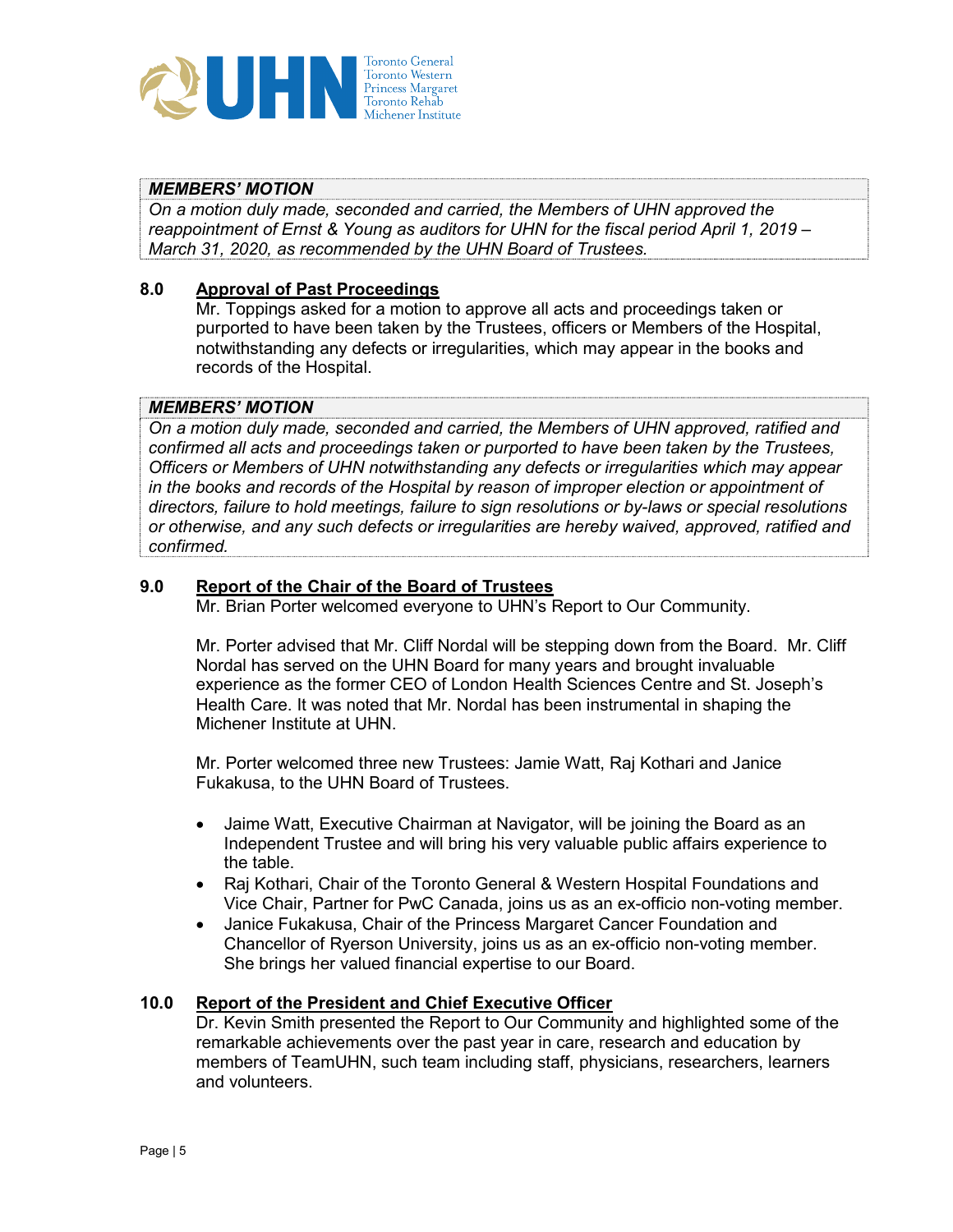***MEMBERS' MOTION***

*On a motion duly made, seconded and carried, the Members of UHN approved the reappointment of Ernst & Young as auditors for UHN for the fiscal period April 1, 2019 – March 31, 2020, as recommended by the UHN Board of Trustees.*

## 8.0 Approval of Past Proceedings

Mr. Toppings asked for a motion to approve all acts and proceedings taken or purported to have been taken by the Trustees, officers or Members of the Hospital, notwithstanding any defects or irregularities, which may appear in the books and records of the Hospital.

***MEMBERS' MOTION***

*On a motion duly made, seconded and carried, the Members of UHN approved, ratified and confirmed all acts and proceedings taken or purported to have been taken by the Trustees, Officers or Members of UHN notwithstanding any defects or irregularities which may appear in the books and records of the Hospital by reason of improper election or appointment of directors, failure to hold meetings, failure to sign resolutions or by-laws or special resolutions or otherwise, and any such defects or irregularities are hereby waived, approved, ratified and confirmed.*

## 9.0 Report of the Chair of the Board of Trustees

Mr. Brian Porter welcomed everyone to UHN's Report to Our Community.

Mr. Porter advised that Mr. Cliff Nordal will be stepping down from the Board. Mr. Cliff Nordal has served on the UHN Board for many years and brought invaluable experience as the former CEO of London Health Sciences Centre and St. Joseph's Health Care. It was noted that Mr. Nordal has been instrumental in shaping the Michener Institute at UHN.

Mr. Porter welcomed three new Trustees: Jamie Watt, Raj Kothari and Janice Fukakusa, to the UHN Board of Trustees.

- Jaime Watt, Executive Chairman at Navigator, will be joining the Board as an Independent Trustee and will bring his very valuable public affairs experience to the table.
- Raj Kothari, Chair of the Toronto General & Western Hospital Foundations and Vice Chair, Partner for PwC Canada, joins us as an ex-officio non-voting member.
- Janice Fukakusa, Chair of the Princess Margaret Cancer Foundation and Chancellor of Ryerson University, joins us as an ex-officio non-voting member. She brings her valued financial expertise to our Board.

## 10.0 Report of the President and Chief Executive Officer

Dr. Kevin Smith presented the Report to Our Community and highlighted some of the remarkable achievements over the past year in care, research and education by members of TeamUHN, such team including staff, physicians, researchers, learners and volunteers.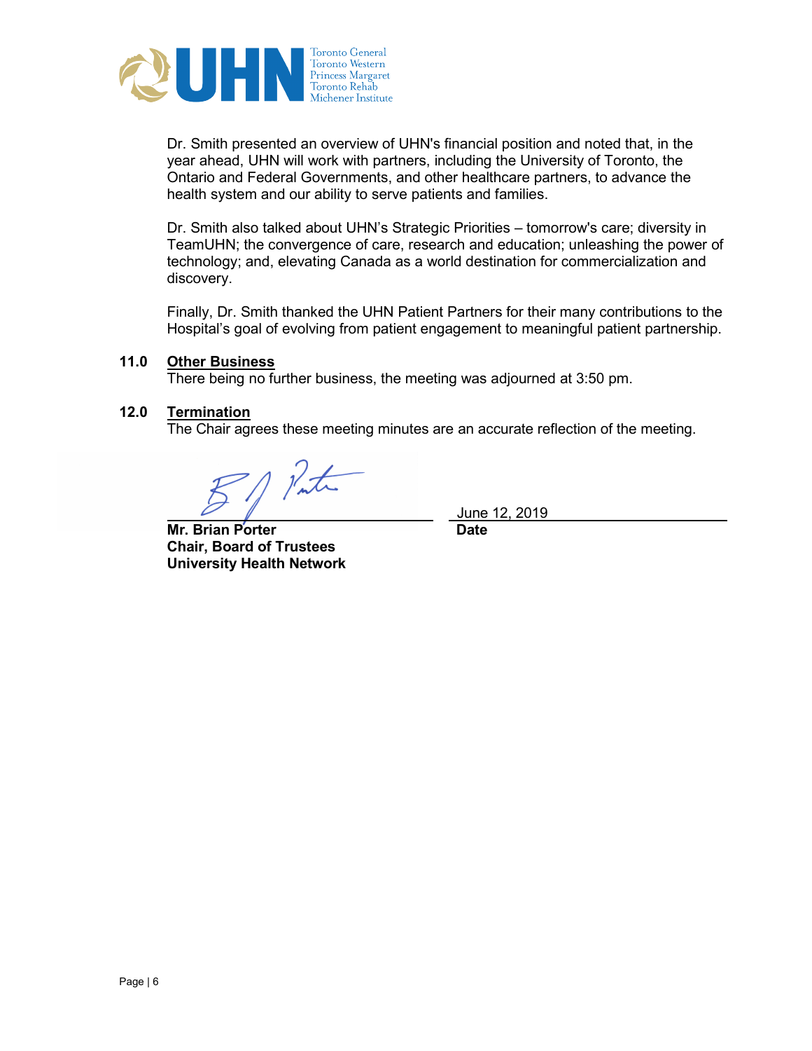Dr. Smith presented an overview of UHN's financial position and noted that, in the year ahead, UHN will work with partners, including the University of Toronto, the Ontario and Federal Governments, and other healthcare partners, to advance the health system and our ability to serve patients and families.

Dr. Smith also talked about UHN's Strategic Priorities – tomorrow's care; diversity in TeamUHN; the convergence of care, research and education; unleashing the power of technology; and, elevating Canada as a world destination for commercialization and discovery.

Finally, Dr. Smith thanked the UHN Patient Partners for their many contributions to the Hospital's goal of evolving from patient engagement to meaningful patient partnership.

## 11.0 Other Business

There being no further business, the meeting was adjourned at 3:50 pm.

## 12.0 Termination

The Chair agrees these meeting minutes are an accurate reflection of the meeting.

**Mr. Brian Porter**
**Chair, Board of Trustees**
**University Health Network**

June 12, 2019
**Date**